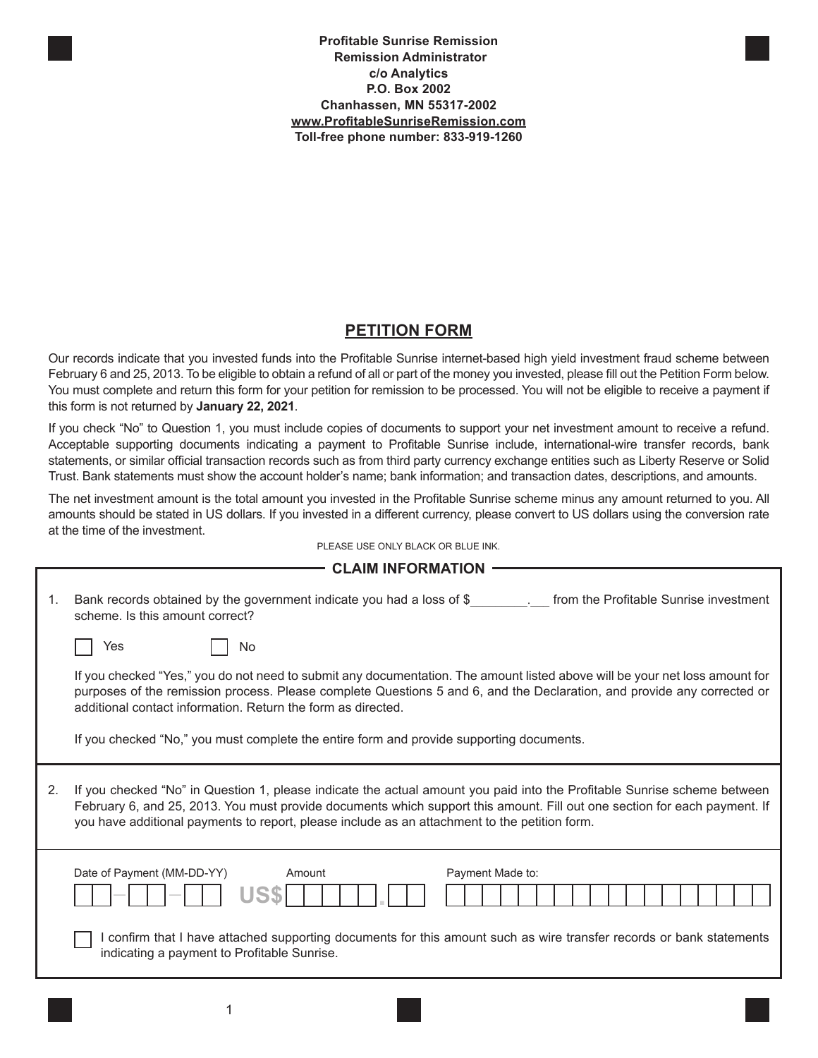**Profitable Sunrise Remission**
**Remission Administrator**
**c/o Analytics**
**P.O. Box 2002**
**Chanhassen, MN 55317-2002**
**www.ProfitableSunriseRemission.com**
**Toll-free phone number: 833-919-1260**

## PETITION FORM

Our records indicate that you invested funds into the Profitable Sunrise internet-based high yield investment fraud scheme between February 6 and 25, 2013. To be eligible to obtain a refund of all or part of the money you invested, please fill out the Petition Form below. You must complete and return this form for your petition for remission to be processed. You will not be eligible to receive a payment if this form is not returned by **January 22, 2021**.

If you check "No" to Question 1, you must include copies of documents to support your net investment amount to receive a refund. Acceptable supporting documents indicating a payment to Profitable Sunrise include, international-wire transfer records, bank statements, or similar official transaction records such as from third party currency exchange entities such as Liberty Reserve or Solid Trust. Bank statements must show the account holder's name; bank information; and transaction dates, descriptions, and amounts.

The net investment amount is the total amount you invested in the Profitable Sunrise scheme minus any amount returned to you. All amounts should be stated in US dollars. If you invested in a different currency, please convert to US dollars using the conversion rate at the time of the investment.

PLEASE USE ONLY BLACK OR BLUE INK.

### CLAIM INFORMATION

1. Bank records obtained by the government indicate you had a loss of $________.___ from the Profitable Sunrise investment scheme. Is this amount correct?

   ☐ Yes ☐ No

   If you checked "Yes," you do not need to submit any documentation. The amount listed above will be your net loss amount for purposes of the remission process. Please complete Questions 5 and 6, and the Declaration, and provide any corrected or additional contact information. Return the form as directed.

   If you checked "No," you must complete the entire form and provide supporting documents.

2. If you checked "No" in Question 1, please indicate the actual amount you paid into the Profitable Sunrise scheme between February 6, and 25, 2013. You must provide documents which support this amount. Fill out one section for each payment. If you have additional payments to report, please include as an attachment to the petition form.

| Date of Payment (MM-DD-YY) | Amount | Payment Made to: |
|---|---|---|
| __ - __ - __ | US$ ______ . __ | |

☐ I confirm that I have attached supporting documents for this amount such as wire transfer records or bank statements indicating a payment to Profitable Sunrise.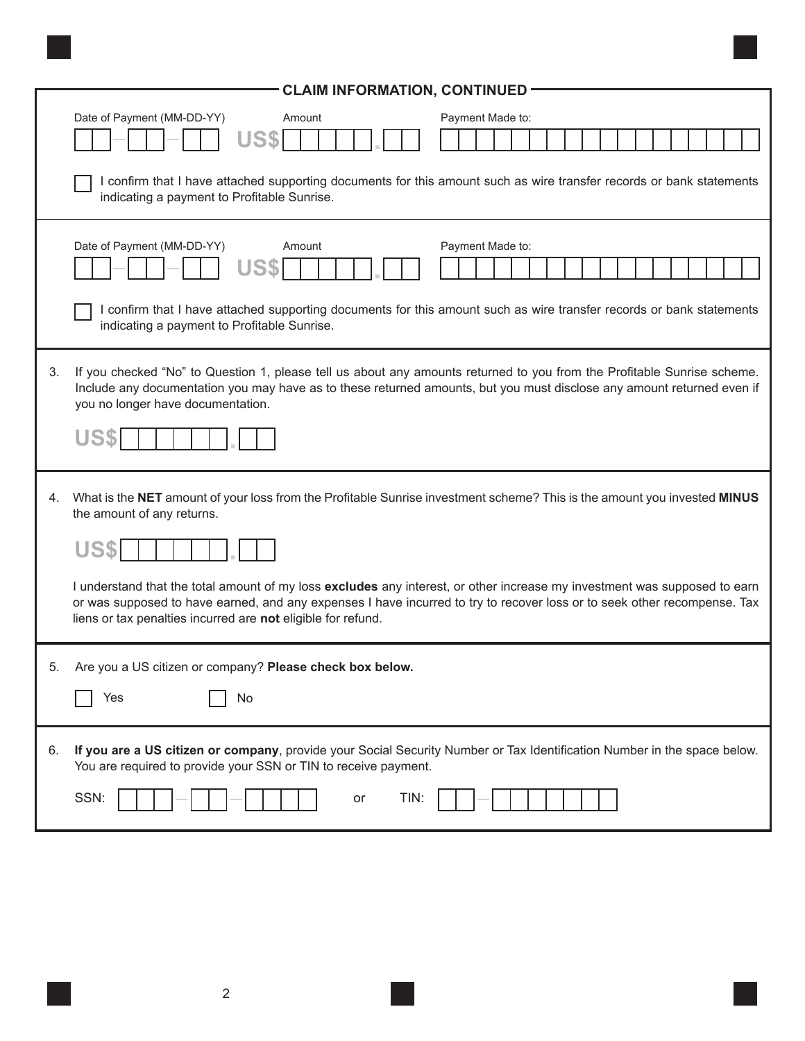## CLAIM INFORMATION, CONTINUED

Date of Payment (MM-DD-YY) ☐☐-☐☐-☐☐ Amount US$☐☐☐☐☐.☐☐ Payment Made to: ☐☐☐☐☐☐☐☐☐☐☐☐☐☐☐☐☐☐

☐ I confirm that I have attached supporting documents for this amount such as wire transfer records or bank statements indicating a payment to Profitable Sunrise.

Date of Payment (MM-DD-YY) ☐☐-☐☐-☐☐ Amount US$☐☐☐☐☐.☐☐ Payment Made to: ☐☐☐☐☐☐☐☐☐☐☐☐☐☐☐☐☐☐

☐ I confirm that I have attached supporting documents for this amount such as wire transfer records or bank statements indicating a payment to Profitable Sunrise.

3. If you checked "No" to Question 1, please tell us about any amounts returned to you from the Profitable Sunrise scheme. Include any documentation you may have as to these returned amounts, but you must disclose any amount returned even if you no longer have documentation.

   US$☐☐☐☐☐☐.☐☐

4. What is the **NET** amount of your loss from the Profitable Sunrise investment scheme? This is the amount you invested **MINUS** the amount of any returns.

   US$☐☐☐☐☐☐.☐☐

   I understand that the total amount of my loss **excludes** any interest, or other increase my investment was supposed to earn or was supposed to have earned, and any expenses I have incurred to try to recover loss or to seek other recompense. Tax liens or tax penalties incurred are **not** eligible for refund.

5. Are you a US citizen or company? **Please check box below.**

   ☐ Yes ☐ No

6. **If you are a US citizen or company**, provide your Social Security Number or Tax Identification Number in the space below. You are required to provide your SSN or TIN to receive payment.

   SSN: ☐☐☐-☐☐-☐☐☐☐ or TIN: ☐☐-☐☐☐☐☐☐☐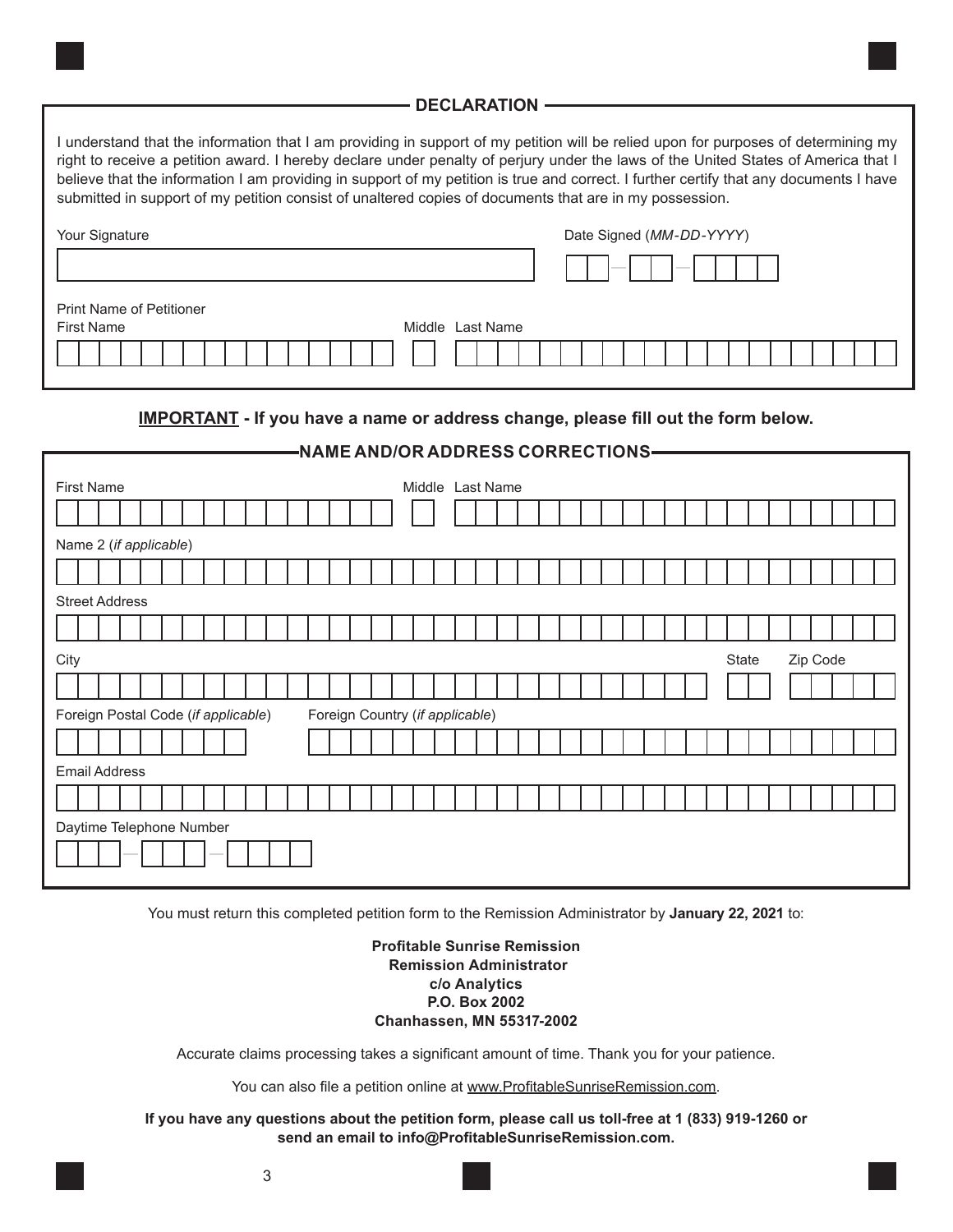## DECLARATION

I understand that the information that I am providing in support of my petition will be relied upon for purposes of determining my right to receive a petition award. I hereby declare under penalty of perjury under the laws of the United States of America that I believe that the information I am providing in support of my petition is true and correct. I further certify that any documents I have submitted in support of my petition consist of unaltered copies of documents that are in my possession.

Your Signature

Date Signed (*MM-DD-YYYY*)

Print Name of Petitioner

First Name

Middle

Last Name

**IMPORTANT - If you have a name or address change, please fill out the form below.**

## NAME AND/OR ADDRESS CORRECTIONS

First Name

Middle

Last Name

Name 2 (*if applicable*)

Street Address

City

State

Zip Code

Foreign Postal Code (*if applicable*)

Foreign Country (*if applicable*)

Email Address

Daytime Telephone Number

You must return this completed petition form to the Remission Administrator by **January 22, 2021** to:

**Profitable Sunrise Remission**
**Remission Administrator**
**c/o Analytics**
**P.O. Box 2002**
**Chanhassen, MN 55317-2002**

Accurate claims processing takes a significant amount of time. Thank you for your patience.

You can also file a petition online at www.ProfitableSunriseRemission.com.

**If you have any questions about the petition form, please call us toll-free at 1 (833) 919-1260 or send an email to info@ProfitableSunriseRemission.com.**